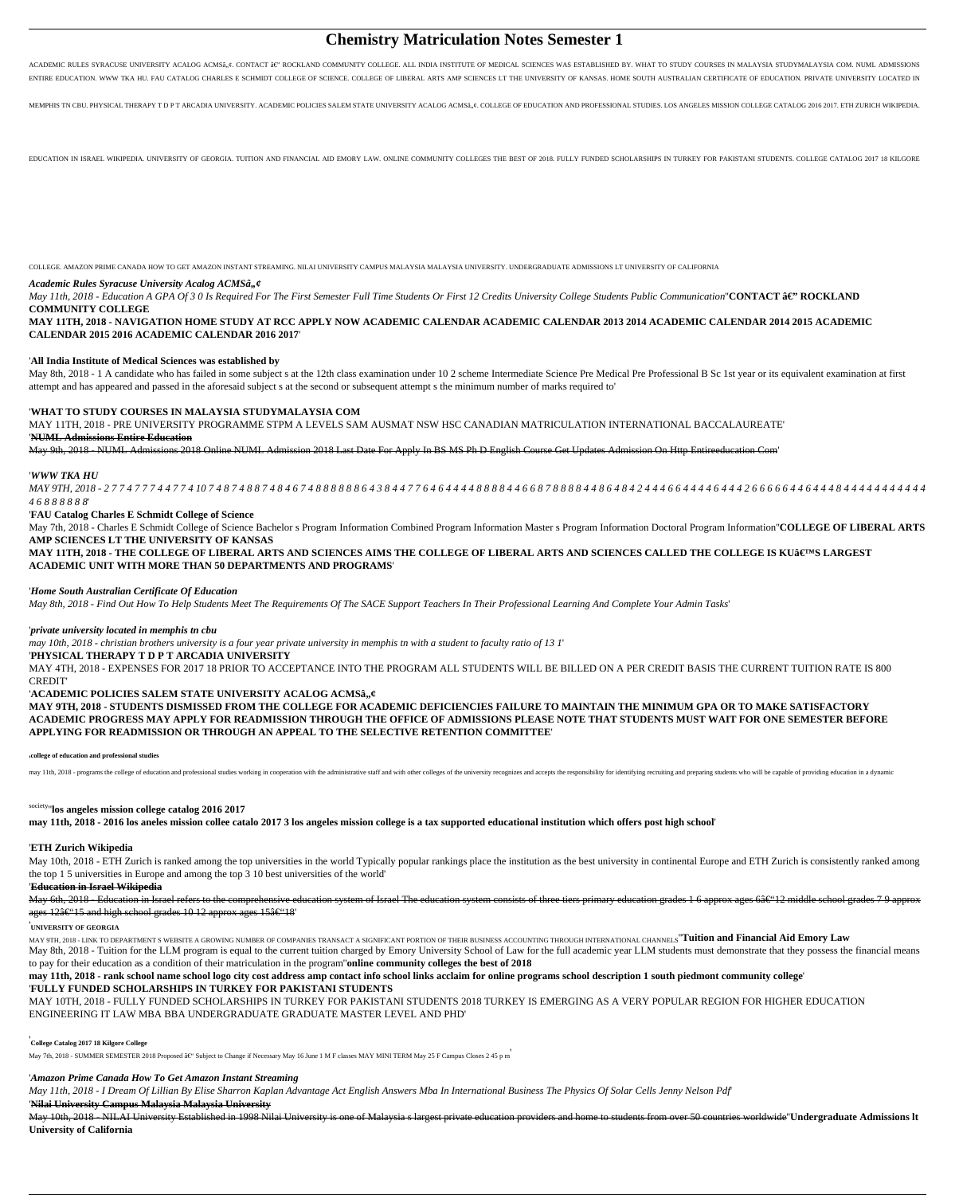# Chemistry Matriculation Notes Semester 1

ACADEMIC RULES SYRACUSE UNIVERSITY ACALOG ACMSâ„¢. CONTACT â€" ROCKLAND COMMUNITY COLLEGE. ALL INDIA INSTITUTE OF MEDICAL SCIENCES WAS ESTABLISHED BY. WHAT TO STUDY COURSES IN MALAYSIA STUDYMALAYSIA COM. NUML ADMISSIONS ENTIRE EDUCATION. WWW TKA HU. FAU CATALOG CHARLES E SCHMIDT COLLEGE OF SCIENCE. COLLEGE OF LIBERAL ARTS AMP SCIENCES LT THE UNIVERSITY OF KANSAS. HOME SOUTH AUSTRALIAN CERTIFICATE OF EDUCATION. PRIVATE UNIVERSITY LOCATED IN MEMPHIS TN CBU. PHYSICAL THERAPY T D P T ARCADIA UNIVERSITY. ACADEMIC POLICIES SALEM STATE UNIVERSITY ACALOG ACMSâ„¢. COLLEGE OF EDUCATION AND PROFESSIONAL STUDIES. LOS ANGELES MISSION COLLEGE CATALOG 2016 2017. ETH ZURICH WIKIPEDIA. EDUCATION IN ISRAEL WIKIPEDIA. UNIVERSITY OF GEORGIA. TUITION AND FINANCIAL AID EMORY LAW. ONLINE COMMUNITY COLLEGES THE BEST OF 2018. FULLY FUNDED SCHOLARSHIPS IN TURKEY FOR PAKISTANI STUDENTS. COLLEGE CATALOG 2017 18 KILGORE COLLEGE. AMAZON PRIME CANADA HOW TO GET AMAZON INSTANT STREAMING. NILAI UNIVERSITY CAMPUS MALAYSIA MALAYSIA UNIVERSITY. UNDERGRADUATE ADMISSIONS LT UNIVERSITY OF CALIFORNIA

*Academic Rules Syracuse University Acalog ACMSâ„¢*

*May 11th, 2018 - Education A GPA Of 3 0 Is Required For The First Semester Full Time Students Or First 12 Credits University College Students Public Communication*''**CONTACT â€" ROCKLAND COMMUNITY COLLEGE**

**MAY 11TH, 2018 - NAVIGATION HOME STUDY AT RCC APPLY NOW ACADEMIC CALENDAR ACADEMIC CALENDAR 2013 2014 ACADEMIC CALENDAR 2014 2015 ACADEMIC CALENDAR 2015 2016 ACADEMIC CALENDAR 2016 2017**'

'**All India Institute of Medical Sciences was established by**

May 8th, 2018 - 1 A candidate who has failed in some subject s at the 12th class examination under 10 2 scheme Intermediate Science Pre Medical Pre Professional B Sc 1st year or its equivalent examination at first attempt and has appeared and passed in the aforesaid subject s at the second or subsequent attempt s the minimum number of marks required to'

'**WHAT TO STUDY COURSES IN MALAYSIA STUDYMALAYSIA COM**

MAY 11TH, 2018 - PRE UNIVERSITY PROGRAMME STPM A LEVELS SAM AUSMAT NSW HSC CANADIAN MATRICULATION INTERNATIONAL BACCALAUREATE'

'~~**NUML Admissions Entire Education**~~

~~May 9th, 2018 - NUML Admissions 2018 Online NUML Admission 2018 Last Date For Apply In BS MS Ph D English Course Get Updates Admission On Http Entireeducation Com~~'

'*WWW TKA HU*

*MAY 9TH, 2018 - 2 7 7 4 7 7 7 4 4 7 7 4 10 7 4 8 7 4 8 8 7 4 8 4 6 7 4 8 8 8 8 8 8 6 4 3 8 4 4 7 7 6 4 6 4 4 4 4 8 8 8 8 4 4 6 6 8 7 8 8 8 8 4 4 8 6 4 8 4 2 4 4 4 6 6 4 4 4 4 6 4 4 4 2 6 6 6 6 6 4 4 6 4 4 4 8 4 4 4 4 4 4 4 4 4 4 4 6 8 8 8 8 8 8*'

'**FAU Catalog Charles E Schmidt College of Science**

May 7th, 2018 - Charles E Schmidt College of Science Bachelor s Program Information Combined Program Information Master s Program Information Doctoral Program Information''**COLLEGE OF LIBERAL ARTS AMP SCIENCES LT THE UNIVERSITY OF KANSAS**

**MAY 11TH, 2018 - THE COLLEGE OF LIBERAL ARTS AND SCIENCES AIMS THE COLLEGE OF LIBERAL ARTS AND SCIENCES CALLED THE COLLEGE IS KUâ€™S LARGEST ACADEMIC UNIT WITH MORE THAN 50 DEPARTMENTS AND PROGRAMS**'

'*Home South Australian Certificate Of Education*

*May 8th, 2018 - Find Out How To Help Students Meet The Requirements Of The SACE Support Teachers In Their Professional Learning And Complete Your Admin Tasks*'

'*private university located in memphis tn cbu*

*may 10th, 2018 - christian brothers university is a four year private university in memphis tn with a student to faculty ratio of 13 1*'

'**PHYSICAL THERAPY T D P T ARCADIA UNIVERSITY**

MAY 4TH, 2018 - EXPENSES FOR 2017 18 PRIOR TO ACCEPTANCE INTO THE PROGRAM ALL STUDENTS WILL BE BILLED ON A PER CREDIT BASIS THE CURRENT TUITION RATE IS 800 CREDIT'

'**ACADEMIC POLICIES SALEM STATE UNIVERSITY ACALOG ACMSâ„¢**

**MAY 9TH, 2018 - STUDENTS DISMISSED FROM THE COLLEGE FOR ACADEMIC DEFICIENCIES FAILURE TO MAINTAIN THE MINIMUM GPA OR TO MAKE SATISFACTORY ACADEMIC PROGRESS MAY APPLY FOR READMISSION THROUGH THE OFFICE OF ADMISSIONS PLEASE NOTE THAT STUDENTS MUST WAIT FOR ONE SEMESTER BEFORE APPLYING FOR READMISSION OR THROUGH AN APPEAL TO THE SELECTIVE RETENTION COMMITTEE**'

'**college of education and professional studies**

may 11th, 2018 - programs the college of education and professional studies working in cooperation with the administrative staff and with other colleges of the university recognizes and accepts the responsibility for identifying recruiting and preparing students who will be capable of providing education in a dynamic society''**los angeles mission college catalog 2016 2017**

**may 11th, 2018 - 2016 los aneles mission collee catalo 2017 3 los angeles mission college is a tax supported educational institution which offers post high school**'

'**ETH Zurich Wikipedia**

May 10th, 2018 - ETH Zurich is ranked among the top universities in the world Typically popular rankings place the institution as the best university in continental Europe and ETH Zurich is consistently ranked among the top 1 5 universities in Europe and among the top 3 10 best universities of the world'

'~~**Education in Israel Wikipedia**~~

~~May 6th, 2018 - Education in Israel refers to the comprehensive education system of Israel The education system consists of three tiers primary education grades 1 6 approx ages 6â€"12 middle school grades 7 9 approx ages 12â€"15 and high school grades 10 12 approx ages 15â€"18~~'

'**UNIVERSITY OF GEORGIA**

MAY 9TH, 2018 - LINK TO DEPARTMENT S WEBSITE A GROWING NUMBER OF COMPANIES TRANSACT A SIGNIFICANT PORTION OF THEIR BUSINESS ACCOUNTING THROUGH INTERNATIONAL CHANNELS''**Tuition and Financial Aid Emory Law**

May 8th, 2018 - Tuition for the LLM program is equal to the current tuition charged by Emory University School of Law for the full academic year LLM students must demonstrate that they possess the financial means to pay for their education as a condition of their matriculation in the program''**online community colleges the best of 2018**

**may 11th, 2018 - rank school name school logo city cost address amp contact info school links acclaim for online programs school description 1 south piedmont community college**'

'**FULLY FUNDED SCHOLARSHIPS IN TURKEY FOR PAKISTANI STUDENTS**

MAY 10TH, 2018 - FULLY FUNDED SCHOLARSHIPS IN TURKEY FOR PAKISTANI STUDENTS 2018 TURKEY IS EMERGING AS A VERY POPULAR REGION FOR HIGHER EDUCATION ENGINEERING IT LAW MBA BBA UNDERGRADUATE GRADUATE MASTER LEVEL AND PHD'

'**College Catalog 2017 18 Kilgore College**

May 7th, 2018 - SUMMER SEMESTER 2018 Proposed â€" Subject to Change if Necessary May 16 June 1 M F classes MAY MINI TERM May 25 F Campus Closes 2 45 p m'

'*Amazon Prime Canada How To Get Amazon Instant Streaming*

*May 11th, 2018 - I Dream Of Lillian By Elise Sharron Kaplan Advantage Act English Answers Mba In International Business The Physics Of Solar Cells Jenny Nelson Pdf*'

'~~**Nilai University Campus Malaysia Malaysia University**~~

~~May 10th, 2018 - NILAI University Established in 1998 Nilai University is one of Malaysia s largest private education providers and home to students from over 50 countries worldwide~~''**Undergraduate Admissions lt University of California**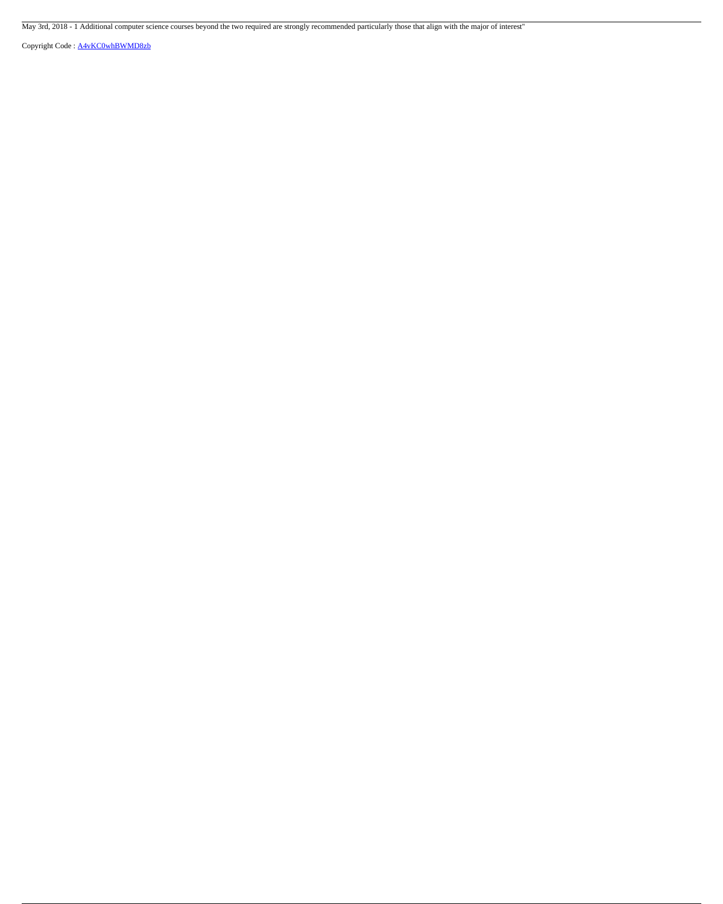May 3rd, 2018 - 1 Additional computer science courses beyond the two required are strongly recommended particularly those that align with the major of interest"

Copyright Code : A4vKC0whBWMD8zb